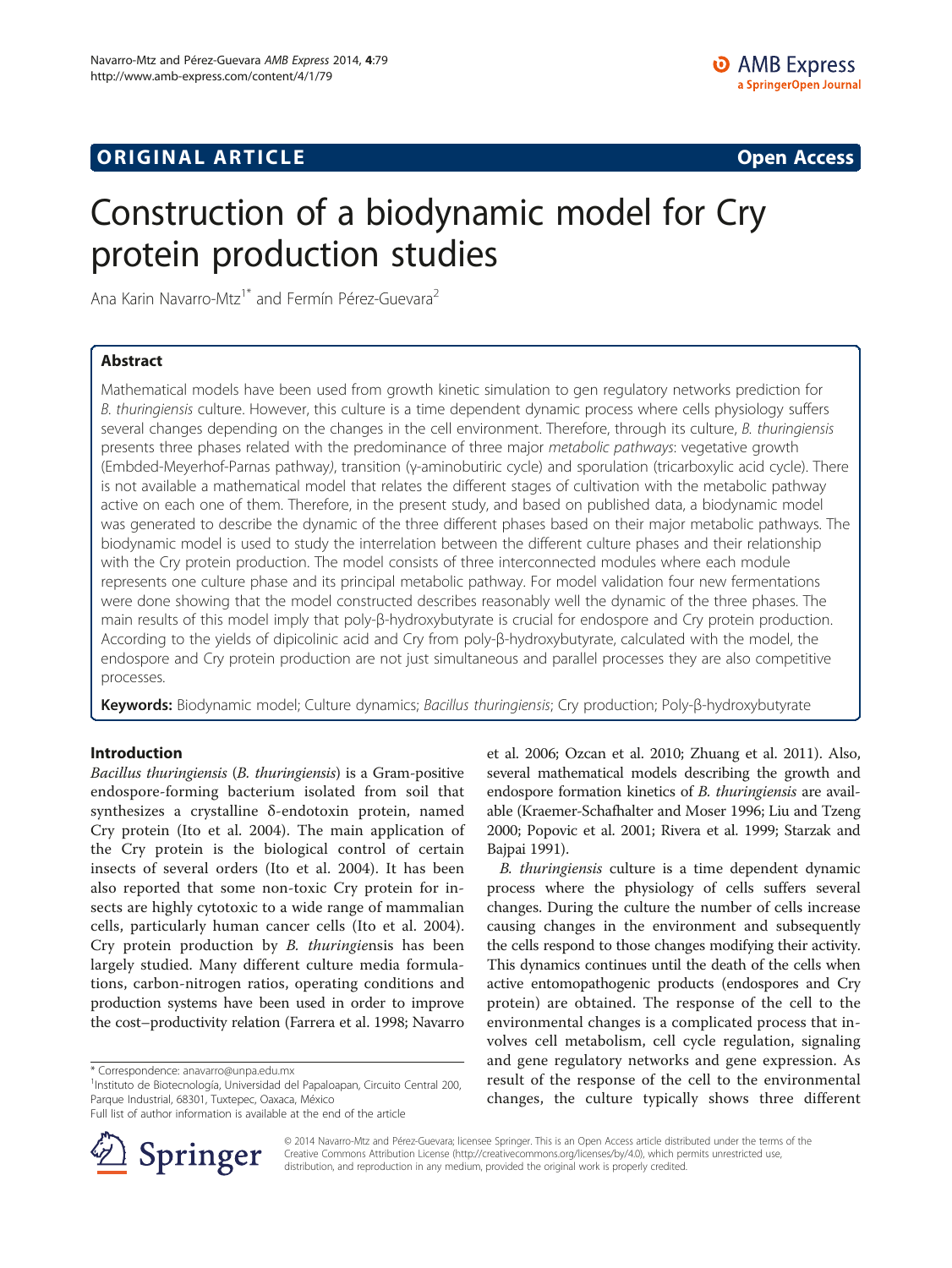**ORIGINAL ARTICLE** **Open Access**

# Construction of a biodynamic model for Cry protein production studies

Ana Karin Navarro-Mtz[1*] and Fermín Pérez-Guevara[2]

## Abstract

Mathematical models have been used from growth kinetic simulation to gen regulatory networks prediction for *B. thuringiensis* culture. However, this culture is a time dependent dynamic process where cells physiology suffers several changes depending on the changes in the cell environment. Therefore, through its culture, *B. thuringiensis* presents three phases related with the predominance of three major *metabolic pathways*: vegetative growth (Embded-Meyerhof-Parnas pathway), transition (γ-aminobutiric cycle) and sporulation (tricarboxylic acid cycle). There is not available a mathematical model that relates the different stages of cultivation with the metabolic pathway active on each one of them. Therefore, in the present study, and based on published data, a biodynamic model was generated to describe the dynamic of the three different phases based on their major metabolic pathways. The biodynamic model is used to study the interrelation between the different culture phases and their relationship with the Cry protein production. The model consists of three interconnected modules where each module represents one culture phase and its principal metabolic pathway. For model validation four new fermentations were done showing that the model constructed describes reasonably well the dynamic of the three phases. The main results of this model imply that poly-β-hydroxybutyrate is crucial for endospore and Cry protein production. According to the yields of dipicolinic acid and Cry from poly-β-hydroxybutyrate, calculated with the model, the endospore and Cry protein production are not just simultaneous and parallel processes they are also competitive processes.

**Keywords:** Biodynamic model; Culture dynamics; *Bacillus thuringiensis*; Cry production; Poly-β-hydroxybutyrate

## Introduction

*Bacillus thuringiensis* (*B. thuringiensis*) is a Gram-positive endospore-forming bacterium isolated from soil that synthesizes a crystalline δ-endotoxin protein, named Cry protein (Ito et al. 2004). The main application of the Cry protein is the biological control of certain insects of several orders (Ito et al. 2004). It has been also reported that some non-toxic Cry protein for insects are highly cytotoxic to a wide range of mammalian cells, particularly human cancer cells (Ito et al. 2004). Cry protein production by *B. thuringiensis* has been largely studied. Many different culture media formulations, carbon-nitrogen ratios, operating conditions and production systems have been used in order to improve the cost–productivity relation (Farrera et al. 1998; Navarro et al. 2006; Ozcan et al. 2010; Zhuang et al. 2011). Also, several mathematical models describing the growth and endospore formation kinetics of *B. thuringiensis* are available (Kraemer-Schafhalter and Moser 1996; Liu and Tzeng 2000; Popovic et al. 2001; Rivera et al. 1999; Starzak and Bajpai 1991).

*B. thuringiensis* culture is a time dependent dynamic process where the physiology of cells suffers several changes. During the culture the number of cells increase causing changes in the environment and subsequently the cells respond to those changes modifying their activity. This dynamics continues until the death of the cells when active entomopathogenic products (endospores and Cry protein) are obtained. The response of the cell to the environmental changes is a complicated process that involves cell metabolism, cell cycle regulation, signaling and gene regulatory networks and gene expression. As result of the response of the cell to the environmental changes, the culture typically shows three different

\* Correspondence: anavarro@unpa.edu.mx
[1]Instituto de Biotecnología, Universidad del Papaloapan, Circuito Central 200, Parque Industrial, 68301, Tuxtepec, Oaxaca, México
Full list of author information is available at the end of the article

© 2014 Navarro-Mtz and Pérez-Guevara; licensee Springer. This is an Open Access article distributed under the terms of the Creative Commons Attribution License (http://creativecommons.org/licenses/by/4.0), which permits unrestricted use, distribution, and reproduction in any medium, provided the original work is properly credited.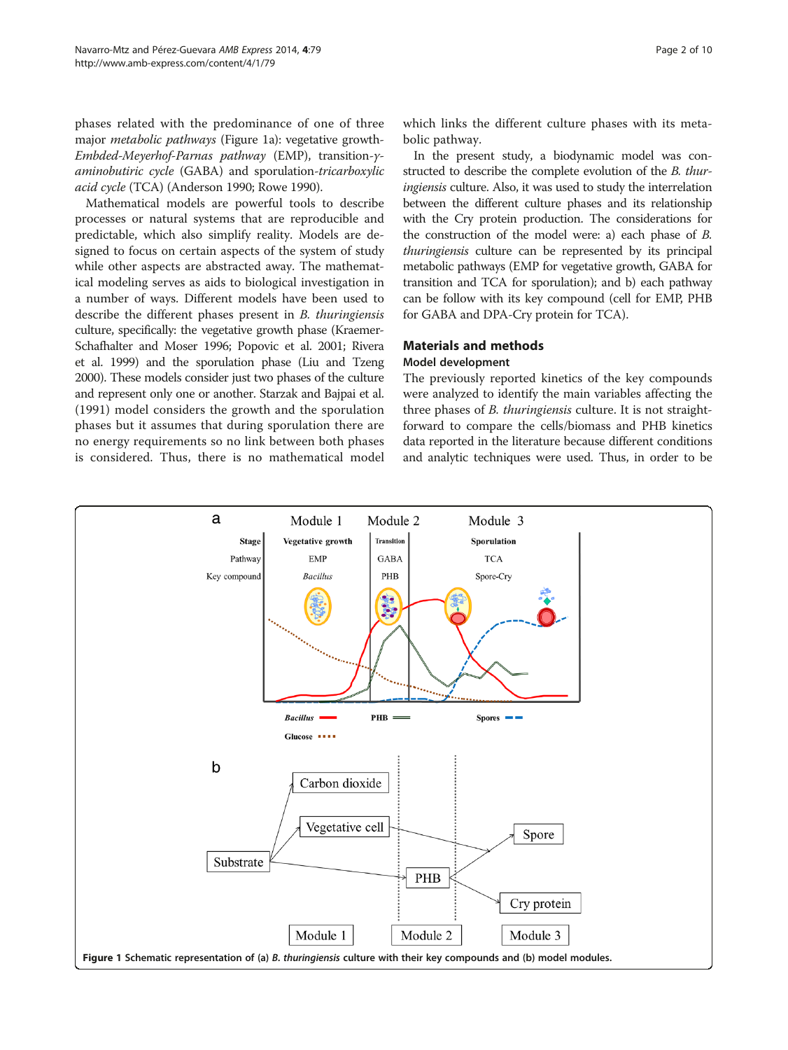phases related with the predominance of one of three major *metabolic pathways* (Figure 1a): vegetative growth-*Embded-Meyerhof-Parnas pathway* (EMP), transition-*γ-aminobutiric cycle* (GABA) and sporulation-*tricarboxylic acid cycle* (TCA) (Anderson 1990; Rowe 1990).

Mathematical models are powerful tools to describe processes or natural systems that are reproducible and predictable, which also simplify reality. Models are designed to focus on certain aspects of the system of study while other aspects are abstracted away. The mathematical modeling serves as aids to biological investigation in a number of ways. Different models have been used to describe the different phases present in *B. thuringiensis* culture, specifically: the vegetative growth phase (Kraemer-Schafhalter and Moser 1996; Popovic et al. 2001; Rivera et al. 1999) and the sporulation phase (Liu and Tzeng 2000). These models consider just two phases of the culture and represent only one or another. Starzak and Bajpai et al. (1991) model considers the growth and the sporulation phases but it assumes that during sporulation there are no energy requirements so no link between both phases is considered. Thus, there is no mathematical model which links the different culture phases with its metabolic pathway.

In the present study, a biodynamic model was constructed to describe the complete evolution of the *B. thuringiensis* culture. Also, it was used to study the interrelation between the different culture phases and its relationship with the Cry protein production. The considerations for the construction of the model were: a) each phase of *B. thuringiensis* culture can be represented by its principal metabolic pathways (EMP for vegetative growth, GABA for transition and TCA for sporulation); and b) each pathway can be follow with its key compound (cell for EMP, PHB for GABA and DPA-Cry protein for TCA).

## Materials and methods

### Model development

The previously reported kinetics of the key compounds were analyzed to identify the main variables affecting the three phases of *B. thuringiensis* culture. It is not straightforward to compare the cells/biomass and PHB kinetics data reported in the literature because different conditions and analytic techniques were used. Thus, in order to be

**Figure 1** Schematic representation of (a) *B. thuringiensis* culture with their key compounds and (b) model modules.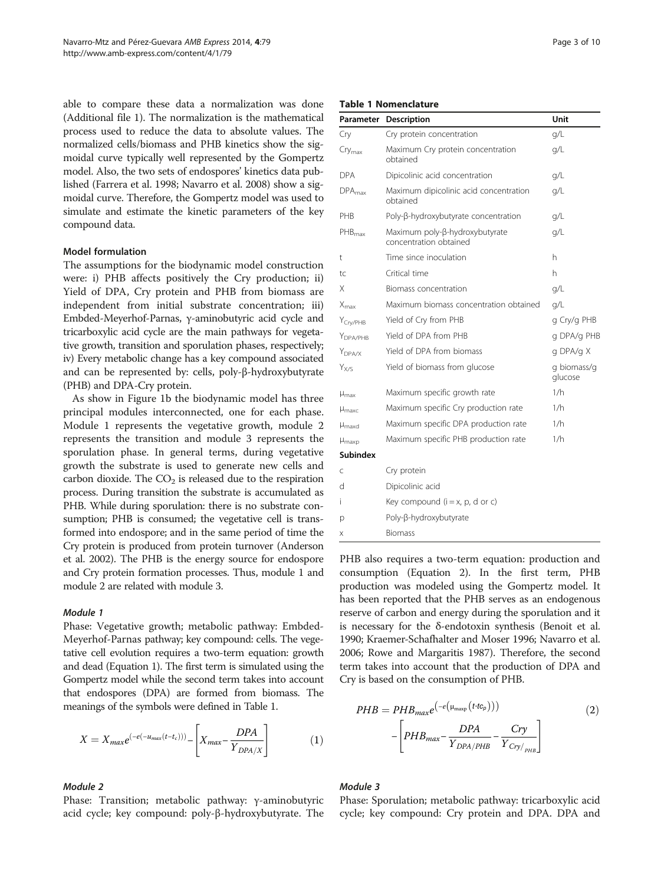able to compare these data a normalization was done (Additional file 1). The normalization is the mathematical process used to reduce the data to absolute values. The normalized cells/biomass and PHB kinetics show the sigmoidal curve typically well represented by the Gompertz model. Also, the two sets of endospores' kinetics data published (Farrera et al. 1998; Navarro et al. 2008) show a sigmoidal curve. Therefore, the Gompertz model was used to simulate and estimate the kinetic parameters of the key compound data.

### Model formulation

The assumptions for the biodynamic model construction were: i) PHB affects positively the Cry production; ii) Yield of DPA, Cry protein and PHB from biomass are independent from initial substrate concentration; iii) Embded-Meyerhof-Parnas, γ-aminobutyric acid cycle and tricarboxylic acid cycle are the main pathways for vegetative growth, transition and sporulation phases, respectively; iv) Every metabolic change has a key compound associated and can be represented by: cells, poly-β-hydroxybutyrate (PHB) and DPA-Cry protein.

As show in Figure 1b the biodynamic model has three principal modules interconnected, one for each phase. Module 1 represents the vegetative growth, module 2 represents the transition and module 3 represents the sporulation phase. In general terms, during vegetative growth the substrate is used to generate new cells and carbon dioxide. The $CO_2$ is released due to the respiration process. During transition the substrate is accumulated as PHB. While during sporulation: there is no substrate consumption; PHB is consumed; the vegetative cell is transformed into endospore; and in the same period of time the Cry protein is produced from protein turnover (Anderson et al. 2002). The PHB is the energy source for endospore and Cry protein formation processes. Thus, module 1 and module 2 are related with module 3.

#### *Module 1*

Phase: Vegetative growth; metabolic pathway: Embded-Meyerhof-Parnas pathway; key compound: cells. The vegetative cell evolution requires a two-term equation: growth and dead (Equation 1). The first term is simulated using the Gompertz model while the second term takes into account that endospores (DPA) are formed from biomass. The meanings of the symbols were defined in Table 1.

$$X = X_{max} e^{\left(-e\left(-u_{max}(t-t_c)\right)\right)} - \left[X_{max} - \frac{DPA}{Y_{DPA/X}}\right] \qquad (1)$$

#### *Module 2*

Phase: Transition; metabolic pathway: γ-aminobutyric acid cycle; key compound: poly-β-hydroxybutyrate. The PHB also requires a two-term equation: production and consumption (Equation 2). In the first term, PHB production was modeled using the Gompertz model. It has been reported that the PHB serves as an endogenous reserve of carbon and energy during the sporulation and it is necessary for the δ-endotoxin synthesis (Benoit et al. 1990; Kraemer-Schafhalter and Moser 1996; Navarro et al. 2006; Rowe and Margaritis 1987). Therefore, the second term takes into account that the production of DPA and Cry is based on the consumption of PHB.

$$PHB = PHB_{max} e^{\left(-e\left(\mu_{maxp}(t-tc_p)\right)\right)} - \left[PHB_{max} - \frac{DPA}{Y_{DPA/PHB}} - \frac{Cry}{Y_{Cry/_{PHB}}}\right] \qquad (2)$$

**Table 1 Nomenclature**

| Parameter | Description | Unit |
|---|---|---|
| Cry | Cry protein concentration | g/L |
| $Cry_{max}$ | Maximum Cry protein concentration obtained | g/L |
| DPA | Dipicolinic acid concentration | g/L |
| $DPA_{max}$ | Maximum dipicolinic acid concentration obtained | g/L |
| PHB | Poly-β-hydroxybutyrate concentration | g/L |
| $PHB_{max}$ | Maximum poly-β-hydroxybutyrate concentration obtained | g/L |
| t | Time since inoculation | h |
| tc | Critical time | h |
| X | Biomass concentration | g/L |
| $X_{max}$ | Maximum biomass concentration obtained | g/L |
| $Y_{Cry/PHB}$ | Yield of Cry from PHB | g Cry/g PHB |
| $Y_{DPA/PHB}$ | Yield of DPA from PHB | g DPA/g PHB |
| $Y_{DPA/X}$ | Yield of DPA from biomass | g DPA/g X |
| $Y_{X/S}$ | Yield of biomass from glucose | g biomass/g glucose |
| $\mu_{max}$ | Maximum specific growth rate | 1/h |
| $\mu_{maxc}$ | Maximum specific Cry production rate | 1/h |
| $\mu_{maxd}$ | Maximum specific DPA production rate | 1/h |
| $\mu_{maxp}$ | Maximum specific PHB production rate | 1/h |
| **Subindex** | | |
| c | Cry protein | |
| d | Dipicolinic acid | |
| i | Key compound (i = x, p, d or c) | |
| p | Poly-β-hydroxybutyrate | |
| x | Biomass | |

#### *Module 3*

Phase: Sporulation; metabolic pathway: tricarboxylic acid cycle; key compound: Cry protein and DPA. DPA and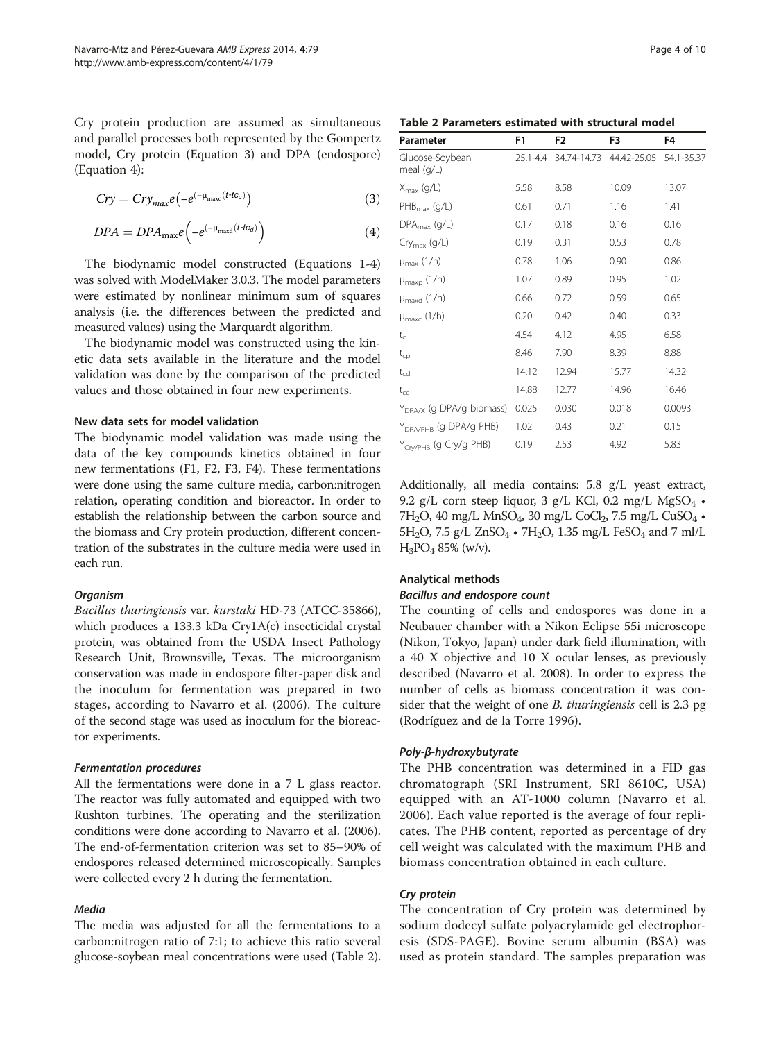Cry protein production are assumed as simultaneous and parallel processes both represented by the Gompertz model, Cry protein (Equation 3) and DPA (endospore) (Equation 4):

$$Cry = Cry_{max} e\left(-e^{(-\mu_{maxc}(t-tc_c))}\right) \tag{3}$$

$$DPA = DPA_{max} e\left(-e^{(-\mu_{maxd}(t-tc_d))}\right) \tag{4}$$

The biodynamic model constructed (Equations 1-4) was solved with ModelMaker 3.0.3. The model parameters were estimated by nonlinear minimum sum of squares analysis (i.e. the differences between the predicted and measured values) using the Marquardt algorithm.

The biodynamic model was constructed using the kinetic data sets available in the literature and the model validation was done by the comparison of the predicted values and those obtained in four new experiments.

### New data sets for model validation

The biodynamic model validation was made using the data of the key compounds kinetics obtained in four new fermentations (F1, F2, F3, F4). These fermentations were done using the same culture media, carbon:nitrogen relation, operating condition and bioreactor. In order to establish the relationship between the carbon source and the biomass and Cry protein production, different concentration of the substrates in the culture media were used in each run.

#### *Organism*

*Bacillus thuringiensis* var. *kurstaki* HD-73 (ATCC-35866), which produces a 133.3 kDa Cry1A(c) insecticidal crystal protein, was obtained from the USDA Insect Pathology Research Unit, Brownsville, Texas. The microorganism conservation was made in endospore filter-paper disk and the inoculum for fermentation was prepared in two stages, according to Navarro et al. (2006). The culture of the second stage was used as inoculum for the bioreactor experiments.

#### *Fermentation procedures*

All the fermentations were done in a 7 L glass reactor. The reactor was fully automated and equipped with two Rushton turbines. The operating and the sterilization conditions were done according to Navarro et al. (2006). The end-of-fermentation criterion was set to 85–90% of endospores released determined microscopically. Samples were collected every 2 h during the fermentation.

#### *Media*

The media was adjusted for all the fermentations to a carbon:nitrogen ratio of 7:1; to achieve this ratio several glucose-soybean meal concentrations were used (Table 2).

**Table 2 Parameters estimated with structural model**

| Parameter | F1 | F2 | F3 | F4 |
|---|---|---|---|---|
| Glucose-Soybean meal (g/L) | 25.1-4.4 | 34.74-14.73 | 44.42-25.05 | 54.1-35.37 |
| $X_{max}$ (g/L) | 5.58 | 8.58 | 10.09 | 13.07 |
| $PHB_{max}$ (g/L) | 0.61 | 0.71 | 1.16 | 1.41 |
| $DPA_{max}$ (g/L) | 0.17 | 0.18 | 0.16 | 0.16 |
| $Cry_{max}$ (g/L) | 0.19 | 0.31 | 0.53 | 0.78 |
| $\mu_{max}$ (1/h) | 0.78 | 1.06 | 0.90 | 0.86 |
| $\mu_{maxp}$ (1/h) | 1.07 | 0.89 | 0.95 | 1.02 |
| $\mu_{maxd}$ (1/h) | 0.66 | 0.72 | 0.59 | 0.65 |
| $\mu_{maxc}$ (1/h) | 0.20 | 0.42 | 0.40 | 0.33 |
| $t_c$ | 4.54 | 4.12 | 4.95 | 6.58 |
| $t_{cp}$ | 8.46 | 7.90 | 8.39 | 8.88 |
| $t_{cd}$ | 14.12 | 12.94 | 15.77 | 14.32 |
| $t_{cc}$ | 14.88 | 12.77 | 14.96 | 16.46 |
| $Y_{DPA/X}$ (g DPA/g biomass) | 0.025 | 0.030 | 0.018 | 0.0093 |
| $Y_{DPA/PHB}$ (g DPA/g PHB) | 1.02 | 0.43 | 0.21 | 0.15 |
| $Y_{Cry/PHB}$ (g Cry/g PHB) | 0.19 | 2.53 | 4.92 | 5.83 |

Additionally, all media contains: 5.8 g/L yeast extract, 9.2 g/L corn steep liquor, 3 g/L KCl, 0.2 mg/L $MgSO_4 \cdot 7H_2O$, 40 mg/L $MnSO_4$, 30 mg/L $CoCl_2$, 7.5 mg/L $CuSO_4 \cdot 5H_2O$, 7.5 g/L $ZnSO_4 \cdot 7H_2O$, 1.35 mg/L $FeSO_4$ and 7 ml/L $H_3PO_4$ 85% (w/v).

### Analytical methods

#### *Bacillus and endospore count*

The counting of cells and endospores was done in a Neubauer chamber with a Nikon Eclipse 55i microscope (Nikon, Tokyo, Japan) under dark field illumination, with a 40 X objective and 10 X ocular lenses, as previously described (Navarro et al. 2008). In order to express the number of cells as biomass concentration it was consider that the weight of one *B. thuringiensis* cell is 2.3 pg (Rodríguez and de la Torre 1996).

#### *Poly-β-hydroxybutyrate*

The PHB concentration was determined in a FID gas chromatograph (SRI Instrument, SRI 8610C, USA) equipped with an AT-1000 column (Navarro et al. 2006). Each value reported is the average of four replicates. The PHB content, reported as percentage of dry cell weight was calculated with the maximum PHB and biomass concentration obtained in each culture.

#### *Cry protein*

The concentration of Cry protein was determined by sodium dodecyl sulfate polyacrylamide gel electrophoresis (SDS-PAGE). Bovine serum albumin (BSA) was used as protein standard. The samples preparation was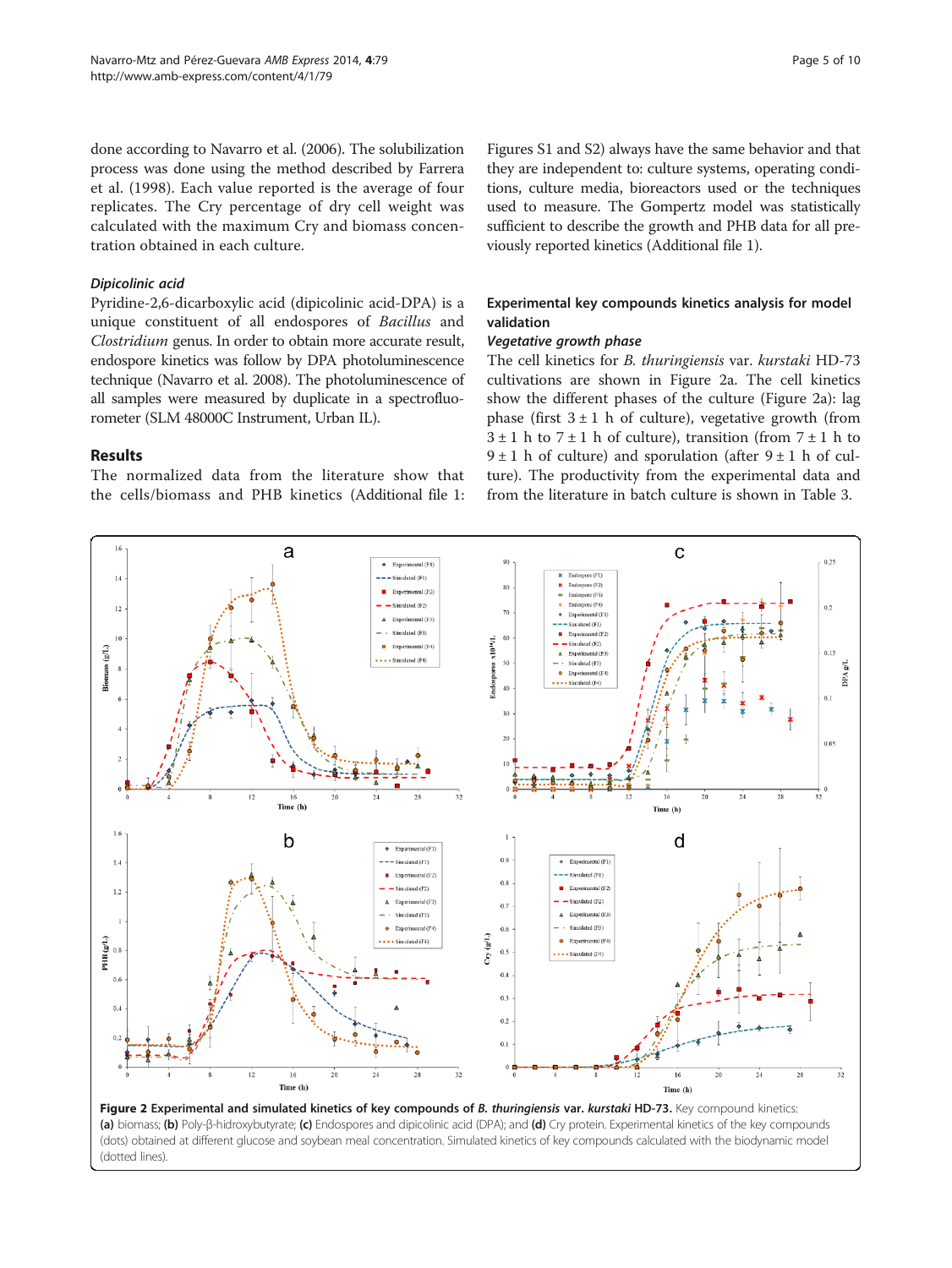done according to Navarro et al. (2006). The solubilization process was done using the method described by Farrera et al. (1998). Each value reported is the average of four replicates. The Cry percentage of dry cell weight was calculated with the maximum Cry and biomass concentration obtained in each culture.

### *Dipicolinic acid*

Pyridine-2,6-dicarboxylic acid (dipicolinic acid-DPA) is a unique constituent of all endospores of *Bacillus* and *Clostridium* genus. In order to obtain more accurate result, endospore kinetics was follow by DPA photoluminescence technique (Navarro et al. 2008). The photoluminescence of all samples were measured by duplicate in a spectrofluorometer (SLM 48000C Instrument, Urban IL).

## Results

The normalized data from the literature show that the cells/biomass and PHB kinetics (Additional file 1: Figures S1 and S2) always have the same behavior and that they are independent to: culture systems, operating conditions, culture media, bioreactors used or the techniques used to measure. The Gompertz model was statistically sufficient to describe the growth and PHB data for all previously reported kinetics (Additional file 1).

### Experimental key compounds kinetics analysis for model validation

#### *Vegetative growth phase*

The cell kinetics for *B. thuringiensis* var. *kurstaki* HD-73 cultivations are shown in Figure 2a. The cell kinetics show the different phases of the culture (Figure 2a): lag phase (first 3 ± 1 h of culture), vegetative growth (from 3 ± 1 h to 7 ± 1 h of culture), transition (from 7 ± 1 h to 9 ± 1 h of culture) and sporulation (after 9 ± 1 h of culture). The productivity from the experimental data and from the literature in batch culture is shown in Table 3.

**Figure 2 Experimental and simulated kinetics of key compounds of *B. thuringiensis* var. *kurstaki* HD-73.** Key compound kinetics: **(a)** biomass; **(b)** Poly-β-hidroxybutyrate; **(c)** Endospores and dipicolinic acid (DPA); and **(d)** Cry protein. Experimental kinetics of the key compounds (dots) obtained at different glucose and soybean meal concentration. Simulated kinetics of key compounds calculated with the biodynamic model (dotted lines).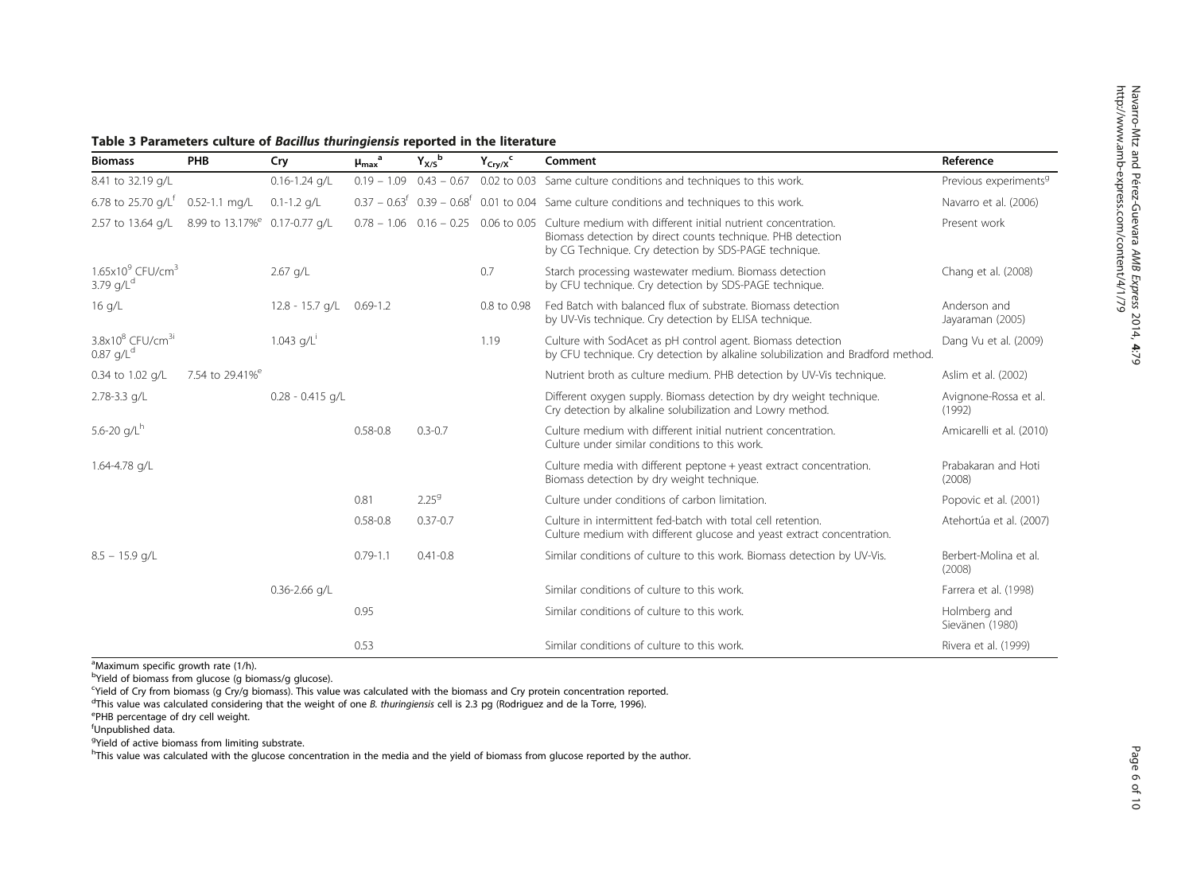**Table 3 Parameters culture of *Bacillus thuringiensis* reported in the literature**

| Biomass | PHB | Cry | $\mu_{max}$[a] | $Y_{X/S}$[b] | $Y_{Cry/X}$[c] | Comment | Reference |
|---|---|---|---|---|---|---|---|
| 8.41 to 32.19 g/L | | 0.16-1.24 g/L | 0.19 – 1.09 | 0.43 – 0.67 | 0.02 to 0.03 | Same culture conditions and techniques to this work. | Previous experiments[g] |
| 6.78 to 25.70 g/L[f] | 0.52-1.1 mg/L | 0.1-1.2 g/L | 0.37 – 0.63[f] | 0.39 – 0.68[f] | 0.01 to 0.04 | Same culture conditions and techniques to this work. | Navarro et al. (2006) |
| 2.57 to 13.64 g/L | 8.99 to 13.17%[e] | 0.17-0.77 g/L | 0.78 – 1.06 | 0.16 – 0.25 | 0.06 to 0.05 | Culture medium with different initial nutrient concentration. Biomass detection by direct counts technique. PHB detection by CG Technique. Cry detection by SDS-PAGE technique. | Present work |
| $1.65 \times 10^9$ CFU/cm$^3$ 3.79 g/L[d] | | 2.67 g/L | | | 0.7 | Starch processing wastewater medium. Biomass detection by CFU technique. Cry detection by SDS-PAGE technique. | Chang et al. (2008) |
| 16 g/L | | 12.8 - 15.7 g/L | 0.69-1.2 | | 0.8 to 0.98 | Fed Batch with balanced flux of substrate. Biomass detection by UV-Vis technique. Cry detection by ELISA technique. | Anderson and Jayaraman (2005) |
| $3.8 \times 10^8$ CFU/cm$^3$[i] 0.87 g/L[d] | | 1.043 g/L[i] | | | 1.19 | Culture with SodAcet as pH control agent. Biomass detection by CFU technique. Cry detection by alkaline solubilization and Bradford method. | Dang Vu et al. (2009) |
| 0.34 to 1.02 g/L | 7.54 to 29.41%[e] | | | | | Nutrient broth as culture medium. PHB detection by UV-Vis technique. | Aslim et al. (2002) |
| 2.78-3.3 g/L | | 0.28 - 0.415 g/L | | | | Different oxygen supply. Biomass detection by dry weight technique. Cry detection by alkaline solubilization and Lowry method. | Avignone-Rossa et al. (1992) |
| 5.6-20 g/L[h] | | | 0.58-0.8 | 0.3-0.7 | | Culture medium with different initial nutrient concentration. Culture under similar conditions to this work. | Amicarelli et al. (2010) |
| 1.64-4.78 g/L | | | | | | Culture media with different peptone + yeast extract concentration. Biomass detection by dry weight technique. | Prabakaran and Hoti (2008) |
| | | | 0.81 | 2.25[g] | | Culture under conditions of carbon limitation. | Popovic et al. (2001) |
| | | | 0.58-0.8 | 0.37-0.7 | | Culture in intermittent fed-batch with total cell retention. Culture medium with different glucose and yeast extract concentration. | Atehortúa et al. (2007) |
| 8.5 – 15.9 g/L | | | 0.79-1.1 | 0.41-0.8 | | Similar conditions of culture to this work. Biomass detection by UV-Vis. | Berbert-Molina et al. (2008) |
| | | 0.36-2.66 g/L | | | | Similar conditions of culture to this work. | Farrera et al. (1998) |
| | | | 0.95 | | | Similar conditions of culture to this work. | Holmberg and Sievänen (1980) |
| | | | 0.53 | | | Similar conditions of culture to this work. | Rivera et al. (1999) |

[a]Maximum specific growth rate (1/h).
[b]Yield of biomass from glucose (g biomass/g glucose).
[c]Yield of Cry from biomass (g Cry/g biomass). This value was calculated with the biomass and Cry protein concentration reported.
[d]This value was calculated considering that the weight of one *B. thuringiensis* cell is 2.3 pg (Rodriguez and de la Torre, 1996).
[e]PHB percentage of dry cell weight.
[f]Unpublished data.
[g]Yield of active biomass from limiting substrate.
[h]This value was calculated with the glucose concentration in the media and the yield of biomass from glucose reported by the author.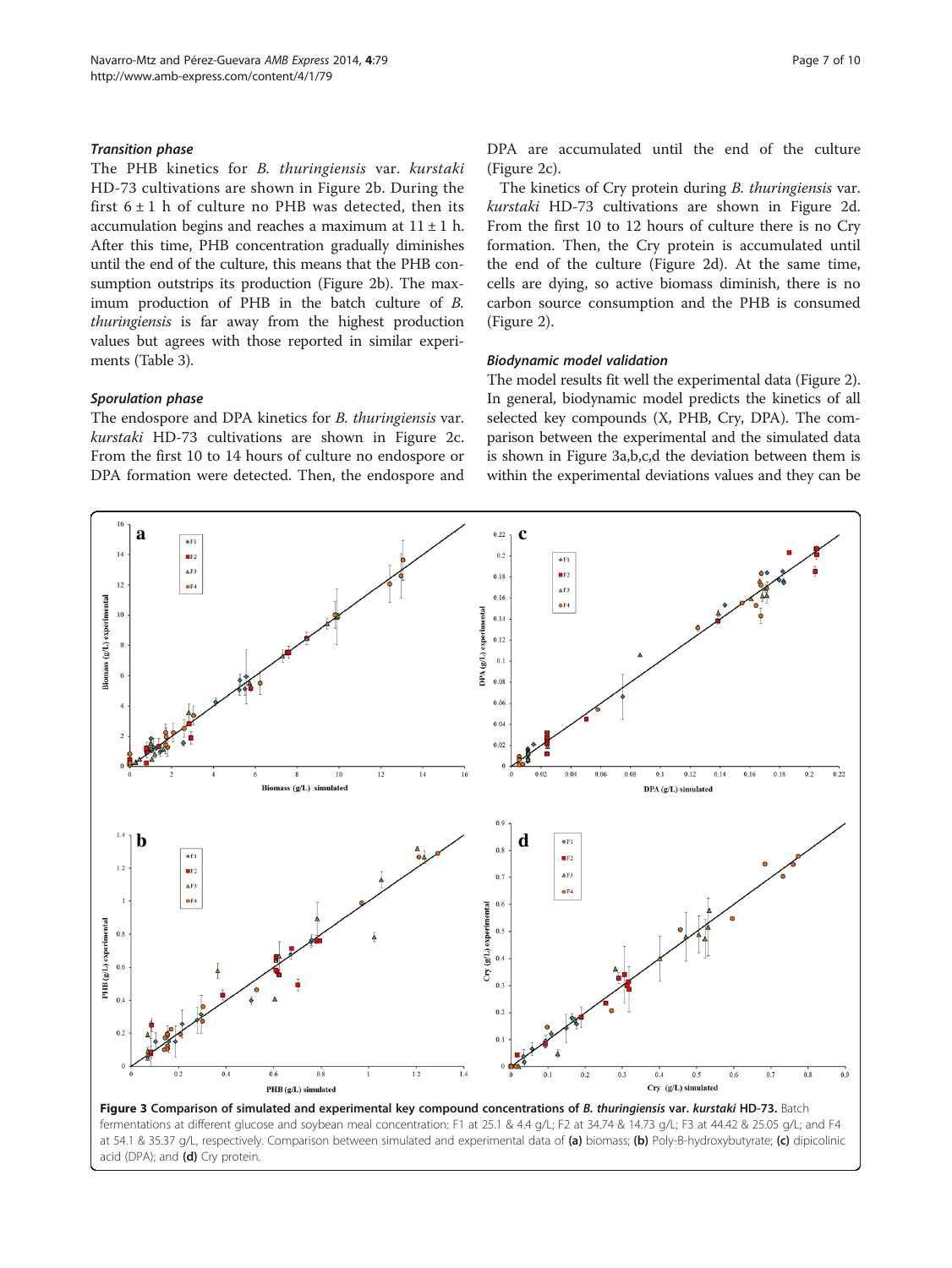#### *Transition phase*

The PHB kinetics for *B. thuringiensis* var. *kurstaki* HD-73 cultivations are shown in Figure 2b. During the first 6 ± 1 h of culture no PHB was detected, then its accumulation begins and reaches a maximum at 11 ± 1 h. After this time, PHB concentration gradually diminishes until the end of the culture, this means that the PHB consumption outstrips its production (Figure 2b). The maximum production of PHB in the batch culture of *B. thuringiensis* is far away from the highest production values but agrees with those reported in similar experiments (Table 3).

#### *Sporulation phase*

The endospore and DPA kinetics for *B. thuringiensis* var. *kurstaki* HD-73 cultivations are shown in Figure 2c. From the first 10 to 14 hours of culture no endospore or DPA formation were detected. Then, the endospore and DPA are accumulated until the end of the culture (Figure 2c).

The kinetics of Cry protein during *B. thuringiensis* var. *kurstaki* HD-73 cultivations are shown in Figure 2d. From the first 10 to 12 hours of culture there is no Cry formation. Then, the Cry protein is accumulated until the end of the culture (Figure 2d). At the same time, cells are dying, so active biomass diminish, there is no carbon source consumption and the PHB is consumed (Figure 2).

#### *Biodynamic model validation*

The model results fit well the experimental data (Figure 2). In general, biodynamic model predicts the kinetics of all selected key compounds (X, PHB, Cry, DPA). The comparison between the experimental and the simulated data is shown in Figure 3a,b,c,d the deviation between them is within the experimental deviations values and they can be

**Figure 3 Comparison of simulated and experimental key compound concentrations of *B. thuringiensis* var. *kurstaki* HD-73.** Batch fermentations at different glucose and soybean meal concentration: F1 at 25.1 & 4.4 g/L; F2 at 34.74 & 14.73 g/L; F3 at 44.42 & 25.05 g/L; and F4 at 54.1 & 35.37 g/L, respectively. Comparison between simulated and experimental data of **(a)** biomass; **(b)** Poly-B-hydroxybutyrate; **(c)** dipicolinic acid (DPA); and **(d)** Cry protein.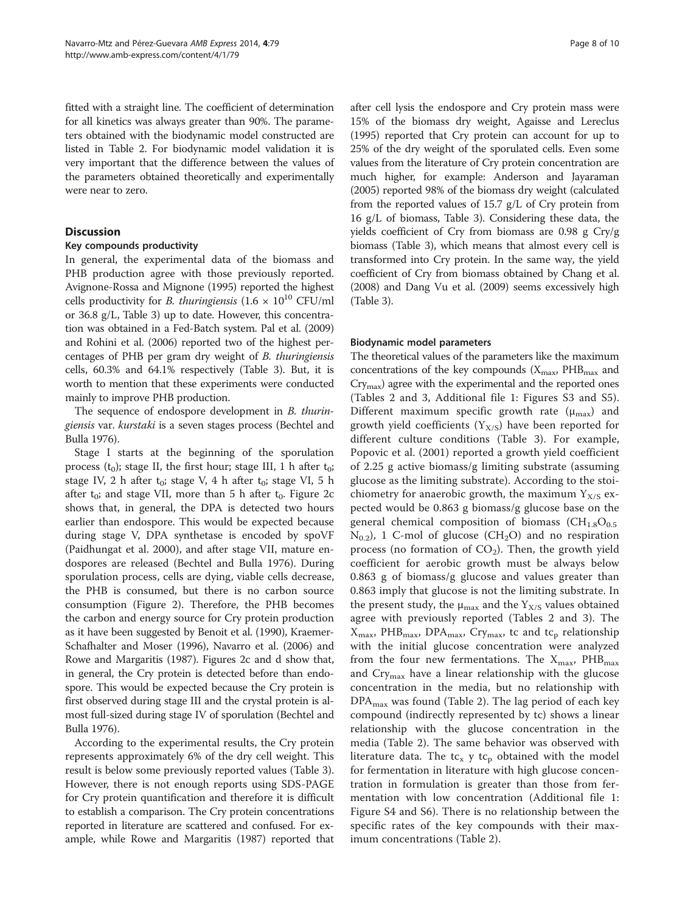fitted with a straight line. The coefficient of determination for all kinetics was always greater than 90%. The parameters obtained with the biodynamic model constructed are listed in Table 2. For biodynamic model validation it is very important that the difference between the values of the parameters obtained theoretically and experimentally were near to zero.

## Discussion

### Key compounds productivity

In general, the experimental data of the biomass and PHB production agree with those previously reported. Avignone-Rossa and Mignone (1995) reported the highest cells productivity for *B. thuringiensis* ($1.6 \times 10^{10}$ CFU/ml or 36.8 g/L, Table 3) up to date. However, this concentration was obtained in a Fed-Batch system. Pal et al. (2009) and Rohini et al. (2006) reported two of the highest percentages of PHB per gram dry weight of *B. thuringiensis* cells, 60.3% and 64.1% respectively (Table 3). But, it is worth to mention that these experiments were conducted mainly to improve PHB production.

The sequence of endospore development in *B. thuringiensis* var. *kurstaki* is a seven stages process (Bechtel and Bulla 1976).

Stage I starts at the beginning of the sporulation process ($t_0$); stage II, the first hour; stage III, 1 h after $t_0$; stage IV, 2 h after $t_0$; stage V, 4 h after $t_0$; stage VI, 5 h after $t_0$; and stage VII, more than 5 h after $t_0$. Figure 2c shows that, in general, the DPA is detected two hours earlier than endospore. This would be expected because during stage V, DPA synthetase is encoded by spoVF (Paidhungat et al. 2000), and after stage VII, mature endospores are released (Bechtel and Bulla 1976). During sporulation process, cells are dying, viable cells decrease, the PHB is consumed, but there is no carbon source consumption (Figure 2). Therefore, the PHB becomes the carbon and energy source for Cry protein production as it have been suggested by Benoit et al. (1990), Kraemer-Schafhalter and Moser (1996), Navarro et al. (2006) and Rowe and Margaritis (1987). Figures 2c and d show that, in general, the Cry protein is detected before than endospore. This would be expected because the Cry protein is first observed during stage III and the crystal protein is almost full-sized during stage IV of sporulation (Bechtel and Bulla 1976).

According to the experimental results, the Cry protein represents approximately 6% of the dry cell weight. This result is below some previously reported values (Table 3). However, there is not enough reports using SDS-PAGE for Cry protein quantification and therefore it is difficult to establish a comparison. The Cry protein concentrations reported in literature are scattered and confused. For example, while Rowe and Margaritis (1987) reported that after cell lysis the endospore and Cry protein mass were 15% of the biomass dry weight, Agaisse and Lereclus (1995) reported that Cry protein can account for up to 25% of the dry weight of the sporulated cells. Even some values from the literature of Cry protein concentration are much higher, for example: Anderson and Jayaraman (2005) reported 98% of the biomass dry weight (calculated from the reported values of 15.7 g/L of Cry protein from 16 g/L of biomass, Table 3). Considering these data, the yields coefficient of Cry from biomass are 0.98 g Cry/g biomass (Table 3), which means that almost every cell is transformed into Cry protein. In the same way, the yield coefficient of Cry from biomass obtained by Chang et al. (2008) and Dang Vu et al. (2009) seems excessively high (Table 3).

### Biodynamic model parameters

The theoretical values of the parameters like the maximum concentrations of the key compounds ($X_{max}$, $PHB_{max}$ and $Cry_{max}$) agree with the experimental and the reported ones (Tables 2 and 3, Additional file 1: Figures S3 and S5). Different maximum specific growth rate ($\mu_{max}$) and growth yield coefficients ($Y_{X/S}$) have been reported for different culture conditions (Table 3). For example, Popovic et al. (2001) reported a growth yield coefficient of 2.25 g active biomass/g limiting substrate (assuming glucose as the limiting substrate). According to the stoichiometry for anaerobic growth, the maximum $Y_{X/S}$ expected would be 0.863 g biomass/g glucose base on the general chemical composition of biomass ($CH_{1.8}O_{0.5}N_{0.2}$), 1 C-mol of glucose ($CH_2O$) and no respiration process (no formation of $CO_2$). Then, the growth yield coefficient for aerobic growth must be always below 0.863 g of biomass/g glucose and values greater than 0.863 imply that glucose is not the limiting substrate. In the present study, the $\mu_{max}$ and the $Y_{X/S}$ values obtained agree with previously reported (Tables 2 and 3). The $X_{max}$, $PHB_{max}$, $DPA_{max}$, $Cry_{max}$, tc and $tc_p$ relationship with the initial glucose concentration were analyzed from the four new fermentations. The $X_{max}$, $PHB_{max}$ and $Cry_{max}$ have a linear relationship with the glucose concentration in the media, but no relationship with $DPA_{max}$ was found (Table 2). The lag period of each key compound (indirectly represented by tc) shows a linear relationship with the glucose concentration in the media (Table 2). The same behavior was observed with literature data. The $tc_x$ y $tc_p$ obtained with the model for fermentation in literature with high glucose concentration in formulation is greater than those from fermentation with low concentration (Additional file 1: Figure S4 and S6). There is no relationship between the specific rates of the key compounds with their maximum concentrations (Table 2).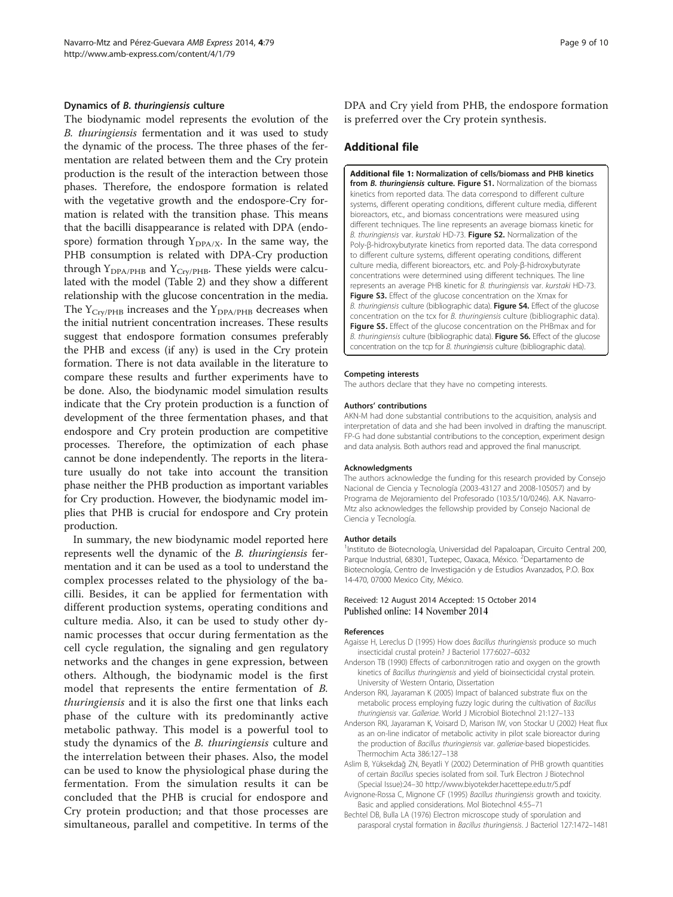### Dynamics of *B. thuringiensis* culture

The biodynamic model represents the evolution of the *B. thuringiensis* fermentation and it was used to study the dynamic of the process. The three phases of the fermentation are related between them and the Cry protein production is the result of the interaction between those phases. Therefore, the endospore formation is related with the vegetative growth and the endospore-Cry formation is related with the transition phase. This means that the bacilli disappearance is related with DPA (endospore) formation through $Y_{DPA/X}$. In the same way, the PHB consumption is related with DPA-Cry production through $Y_{DPA/PHB}$ and $Y_{Cry/PHB}$. These yields were calculated with the model (Table 2) and they show a different relationship with the glucose concentration in the media. The $Y_{Cry/PHB}$ increases and the $Y_{DPA/PHB}$ decreases when the initial nutrient concentration increases. These results suggest that endospore formation consumes preferably the PHB and excess (if any) is used in the Cry protein formation. There is not data available in the literature to compare these results and further experiments have to be done. Also, the biodynamic model simulation results indicate that the Cry protein production is a function of development of the three fermentation phases, and that endospore and Cry protein production are competitive processes. Therefore, the optimization of each phase cannot be done independently. The reports in the literature usually do not take into account the transition phase neither the PHB production as important variables for Cry production. However, the biodynamic model implies that PHB is crucial for endospore and Cry protein production.

In summary, the new biodynamic model reported here represents well the dynamic of the *B. thuringiensis* fermentation and it can be used as a tool to understand the complex processes related to the physiology of the bacilli. Besides, it can be applied for fermentation with different production systems, operating conditions and culture media. Also, it can be used to study other dynamic processes that occur during fermentation as the cell cycle regulation, the signaling and gen regulatory networks and the changes in gene expression, between others. Although, the biodynamic model is the first model that represents the entire fermentation of *B. thuringiensis* and it is also the first one that links each phase of the culture with its predominantly active metabolic pathway. This model is a powerful tool to study the dynamics of the *B. thuringiensis* culture and the interrelation between their phases. Also, the model can be used to know the physiological phase during the fermentation. From the simulation results it can be concluded that the PHB is crucial for endospore and Cry protein production; and that those processes are simultaneous, parallel and competitive. In terms of the DPA and Cry yield from PHB, the endospore formation is preferred over the Cry protein synthesis.

## Additional file

**Additional file 1: Normalization of cells/biomass and PHB kinetics from *B. thuringiensis* culture. Figure S1.** Normalization of the biomass kinetics from reported data. The data correspond to different culture systems, different operating conditions, different culture media, different bioreactors, etc., and biomass concentrations were measured using different techniques. The line represents an average biomass kinetic for *B. thuringiensis* var. *kurstaki* HD-73. **Figure S2.** Normalization of the Poly-β-hidroxybutyrate kinetics from reported data. The data correspond to different culture systems, different operating conditions, different culture media, different bioreactors, etc. and Poly-β-hidroxybutyrate concentrations were determined using different techniques. The line represents an average PHB kinetic for *B. thuringiensis* var. *kurstaki* HD-73. **Figure S3.** Effect of the glucose concentration on the Xmax for *B. thuringiensis* culture (bibliographic data). **Figure S4.** Effect of the glucose concentration on the tcx for *B. thuringiensis* culture (bibliographic data). **Figure S5.** Effect of the glucose concentration on the PHBmax and for *B. thuringiensis* culture (bibliographic data). **Figure S6.** Effect of the glucose concentration on the tcp for *B. thuringiensis* culture (bibliographic data).

#### Competing interests

The authors declare that they have no competing interests.

#### Authors' contributions

AKN-M had done substantial contributions to the acquisition, analysis and interpretation of data and she had been involved in drafting the manuscript. FP-G had done substantial contributions to the conception, experiment design and data analysis. Both authors read and approved the final manuscript.

#### Acknowledgments

The authors acknowledge the funding for this research provided by Consejo Nacional de Ciencia y Tecnología (2003-43127 and 2008-105057) and by Programa de Mejoramiento del Profesorado (103.5/10/0246). A.K. Navarro-Mtz also acknowledges the fellowship provided by Consejo Nacional de Ciencia y Tecnología.

#### Author details

[1]Instituto de Biotecnología, Universidad del Papaloapan, Circuito Central 200, Parque Industrial, 68301, Tuxtepec, Oaxaca, México. [2]Departamento de Biotecnología, Centro de Investigación y de Estudios Avanzados, P.O. Box 14-470, 07000 Mexico City, México.

Received: 12 August 2014 Accepted: 15 October 2014
Published online: 14 November 2014

#### References

- Agaisse H, Lereclus D (1995) How does *Bacillus thuringiensis* produce so much insecticidal crustal protein? J Bacteriol 177:6027–6032
- Anderson TB (1990) Effects of carbon:nitrogen ratio and oxygen on the growth kinetics of *Bacillus thuringiensis* and yield of bioinsecticidal crystal protein. University of Western Ontario, Dissertation
- Anderson RKI, Jayaraman K (2005) Impact of balanced substrate flux on the metabolic process employing fuzzy logic during the cultivation of *Bacillus thuringiensis* var. *Galleriae*. World J Microbiol Biotechnol 21:127–133
- Anderson RKI, Jayaraman K, Voisard D, Marison IW, von Stockar U (2002) Heat flux as an on-line indicator of metabolic activity in pilot scale bioreactor during the production of *Bacillus thuringiensis* var. *galleriae*-based biopesticides. Thermochim Acta 386:127–138
- Aslim B, Yüksekdağ ZN, Beyatli Y (2002) Determination of PHB growth quantities of certain *Bacillus* species isolated from soil. Turk Electron J Biotechnol (Special Issue):24–30 http://www.biyotekder.hacettepe.edu.tr/5.pdf
- Avignone-Rossa C, Mignone CF (1995) *Bacillus thuringiensis* growth and toxicity. Basic and applied considerations. Mol Biotechnol 4:55–71
- Bechtel DB, Bulla LA (1976) Electron microscope study of sporulation and parasporal crystal formation in *Bacillus thuringiensis*. J Bacteriol 127:1472–1481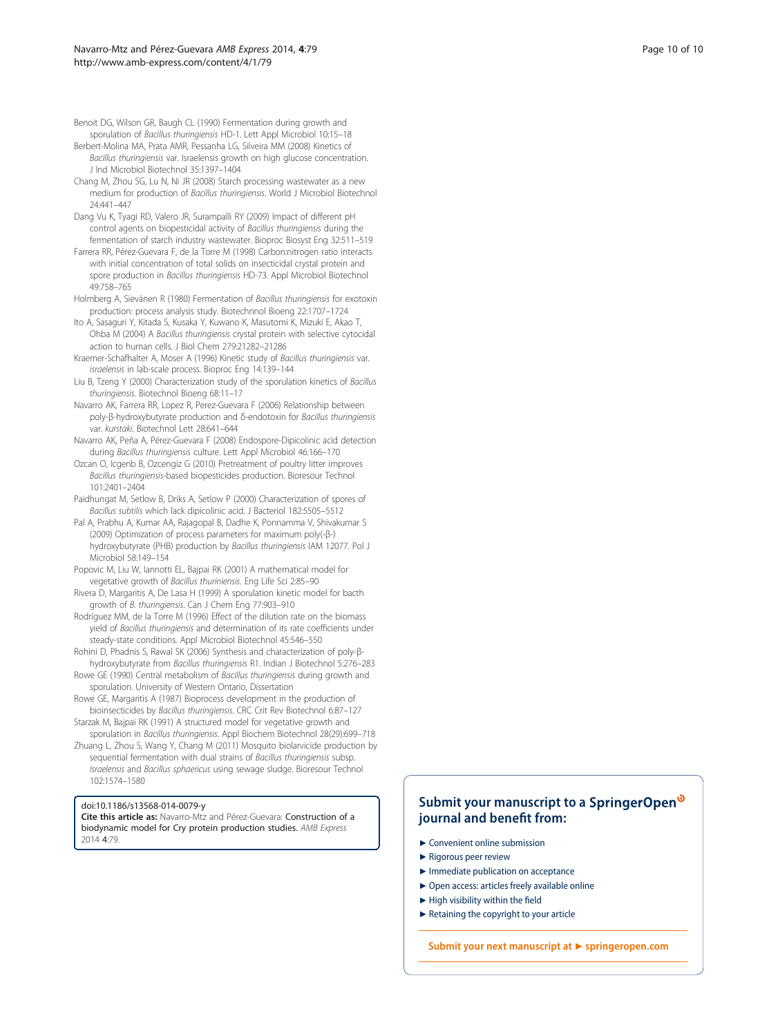Benoit DG, Wilson GR, Baugh CL (1990) Fermentation during growth and sporulation of *Bacillus thuringiensis* HD-1. Lett Appl Microbiol 10:15–18

Berbert-Molina MA, Prata AMR, Pessanha LG, Silveira MM (2008) Kinetics of *Bacillus thuringiensis* var. Israelensis growth on high glucose concentration. J Ind Microbiol Biotechnol 35:1397–1404

Chang M, Zhou SG, Lu N, Ni JR (2008) Starch processing wastewater as a new medium for production of *Bacillus thuringiensis*. World J Microbiol Biotechnol 24:441–447

Dang Vu K, Tyagi RD, Valero JR, Surampalli RY (2009) Impact of different pH control agents on biopesticidal activity of *Bacillus thuringiensis* during the fermentation of starch industry wastewater. Bioproc Biosyst Eng 32:511–519

Farrera RR, Pérez-Guevara F, de la Torre M (1998) Carbon:nitrogen ratio interacts with initial concentration of total solids on insecticidal crystal protein and spore production in *Bacillus thuringiensis* HD-73. Appl Microbiol Biotechnol 49:758–765

Holmberg A, Sievänen R (1980) Fermentation of *Bacillus thuringiensis* for exotoxin production: process analysis study. Biotechnnol Bioeng 22:1707–1724

Ito A, Sasaguri Y, Kitada S, Kusaka Y, Kuwano K, Masutomi K, Mizuki E, Akao T, Ohba M (2004) A *Bacillus thuringiensis* crystal protein with selective cytocidal action to human cells. J Biol Chem 279:21282–21286

Kraemer-Schafhalter A, Moser A (1996) Kinetic study of *Bacillus thuringiensis* var. *israelensis* in lab-scale process. Bioproc Eng 14:139–144

Liu B, Tzeng Y (2000) Characterization study of the sporulation kinetics of *Bacillus thuringiensis*. Biotechnol Bioeng 68:11–17

Navarro AK, Farrera RR, Lopez R, Perez-Guevara F (2006) Relationship between poly-β-hydroxybutyrate production and δ-endotoxin for *Bacillus thuringiensis* var. *kurstaki*. Biotechnol Lett 28:641–644

Navarro AK, Peña A, Pérez-Guevara F (2008) Endospore-Dipicolinic acid detection during *Bacillus thuringiensis* culture. Lett Appl Microbiol 46:166–170

Ozcan O, Icgenb B, Ozcengiz G (2010) Pretreatment of poultry litter improves *Bacillus thuringiensis*-based biopesticides production. Bioresour Technol 101:2401–2404

Paidhungat M, Setlow B, Driks A, Setlow P (2000) Characterization of spores of *Bacillus subtilis* which lack dipicolinic acid. J Bacteriol 182:5505–5512

Pal A, Prabhu A, Kumar AA, Rajagopal B, Dadhe K, Ponnamma V, Shivakumar S (2009) Optimization of process parameters for maximum poly(-β-) hydroxybutyrate (PHB) production by *Bacillus thuringiensis* IAM 12077. Pol J Microbiol 58:149–154

Popovic M, Liu W, Iannotti EL, Bajpai RK (2001) A mathematical model for vegetative growth of *Bacillus thuriniensis*. Eng Life Sci 2:85–90

Rivera D, Margaritis A, De Lasa H (1999) A sporulation kinetic model for bacth growth of *B. thuringiensis*. Can J Chem Eng 77:903–910

Rodríguez MM, de la Torre M (1996) Effect of the dilution rate on the biomass yield of *Bacillus thuringiensis* and determination of its rate coefficients under steady-state conditions. Appl Microbiol Biotechnol 45:546–550

Rohini D, Phadnis S, Rawal SK (2006) Synthesis and characterization of poly-β-hydroxybutyrate from *Bacillus thuringiensis* R1. Indian J Biotechnol 5:276–283

Rowe GE (1990) Central metabolism of *Bacillus thuringiensis* during growth and sporulation. University of Western Ontario, Dissertation

Rowe GE, Margaritis A (1987) Bioprocess development in the production of bioinsecticides by *Bacillus thuringiensis*. CRC Crit Rev Biotechnol 6:87–127

Starzak M, Bajpai RK (1991) A structured model for vegetative growth and sporulation in *Bacillus thuringiensis*. Appl Biochem Biotechnol 28(29):699–718

Zhuang L, Zhou S, Wang Y, Chang M (2011) Mosquito biolarvicide production by sequential fermentation with dual strains of *Bacillus thuringiensis* subsp. *Israelensis* and *Bacillus sphaericus* using sewage sludge. Bioresour Technol 102:1574–1580

doi:10.1186/s13568-014-0079-y

**Cite this article as:** Navarro-Mtz and Pérez-Guevara: **Construction of a biodynamic model for Cry protein production studies.** *AMB Express* 2014 **4**:79.

**Submit your manuscript to a SpringerOpen journal and benefit from:**

- ► Convenient online submission
- ► Rigorous peer review
- ► Immediate publication on acceptance
- ► Open access: articles freely available online
- ► High visibility within the field
- ► Retaining the copyright to your article

**Submit your next manuscript at ► springeropen.com**